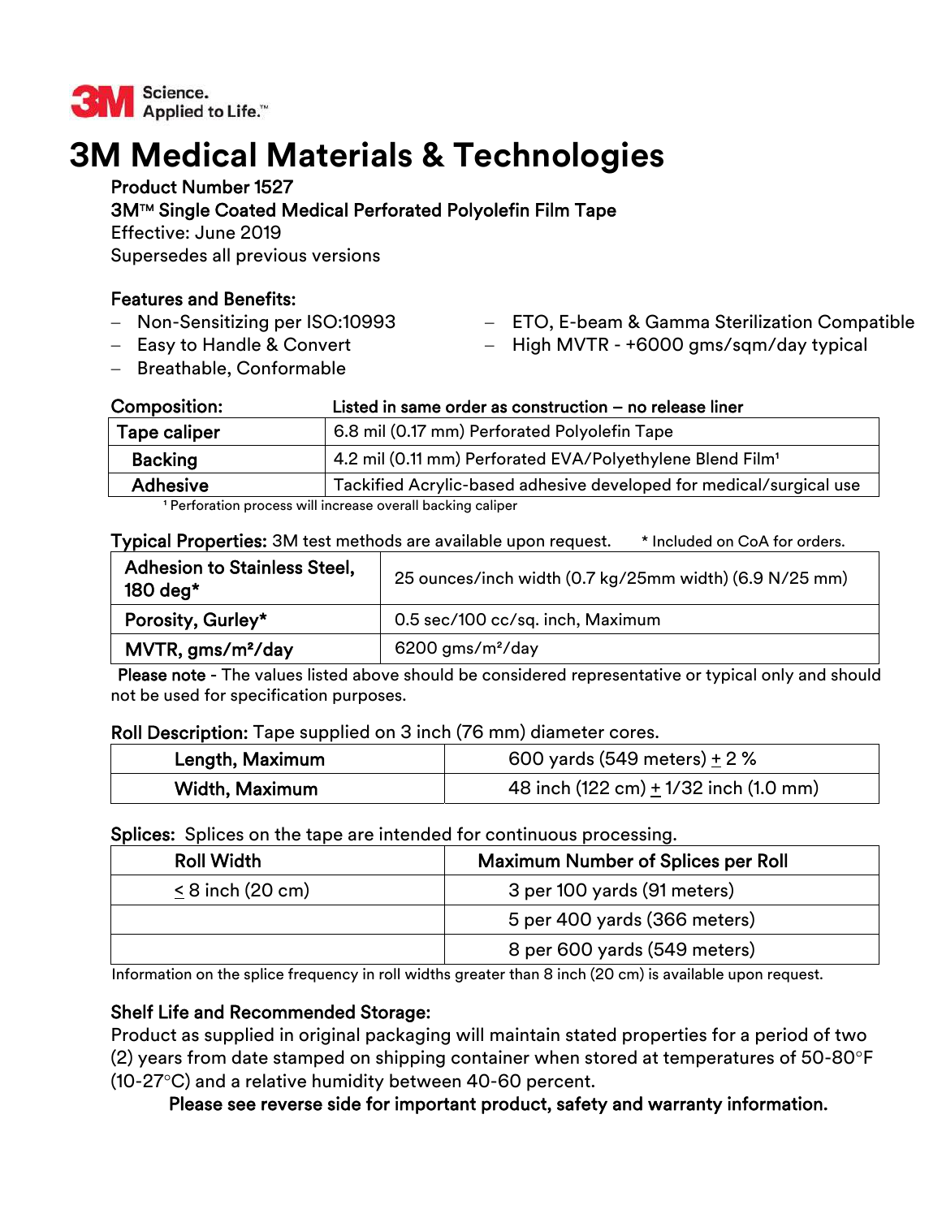3M Science. Applied to Life.™

# 3M Medical Materials & Technologies

**Product Number 1527**
**3M™ Single Coated Medical Perforated Polyolefin Film Tape**
Effective: June 2019
Supersedes all previous versions

**Features and Benefits:**

- Non-Sensitizing per ISO:10993
- Easy to Handle & Convert
- Breathable, Conformable
- ETO, E-beam & Gamma Sterilization Compatible
- High MVTR - +6000 gms/sqm/day typical

**Composition:** **Listed in same order as construction – no release liner**

| | |
|---|---|
| **Tape caliper** | 6.8 mil (0.17 mm) Perforated Polyolefin Tape |
| **Backing** | 4.2 mil (0.11 mm) Perforated EVA/Polyethylene Blend Film[1] |
| **Adhesive** | Tackified Acrylic-based adhesive developed for medical/surgical use |

[1] Perforation process will increase overall backing caliper

**Typical Properties:** 3M test methods are available upon request. * Included on CoA for orders.

| | |
|---|---|
| **Adhesion to Stainless Steel, 180 deg*** | 25 ounces/inch width (0.7 kg/25mm width) (6.9 N/25 mm) |
| **Porosity, Gurley*** | 0.5 sec/100 cc/sq. inch, Maximum |
| **MVTR, gms/m²/day** | 6200 gms/m²/day |

**Please note** - The values listed above should be considered representative or typical only and should not be used for specification purposes.

**Roll Description:** Tape supplied on 3 inch (76 mm) diameter cores.

| | |
|---|---|
| **Length, Maximum** | 600 yards (549 meters) ± 2 % |
| **Width, Maximum** | 48 inch (122 cm) ± 1/32 inch (1.0 mm) |

**Splices:** Splices on the tape are intended for continuous processing.

| Roll Width | Maximum Number of Splices per Roll |
|---|---|
| ≤ 8 inch (20 cm) | 3 per 100 yards (91 meters) |
| | 5 per 400 yards (366 meters) |
| | 8 per 600 yards (549 meters) |

Information on the splice frequency in roll widths greater than 8 inch (20 cm) is available upon request.

**Shelf Life and Recommended Storage:**
Product as supplied in original packaging will maintain stated properties for a period of two (2) years from date stamped on shipping container when stored at temperatures of 50-80°F (10-27°C) and a relative humidity between 40-60 percent.

**Please see reverse side for important product, safety and warranty information.**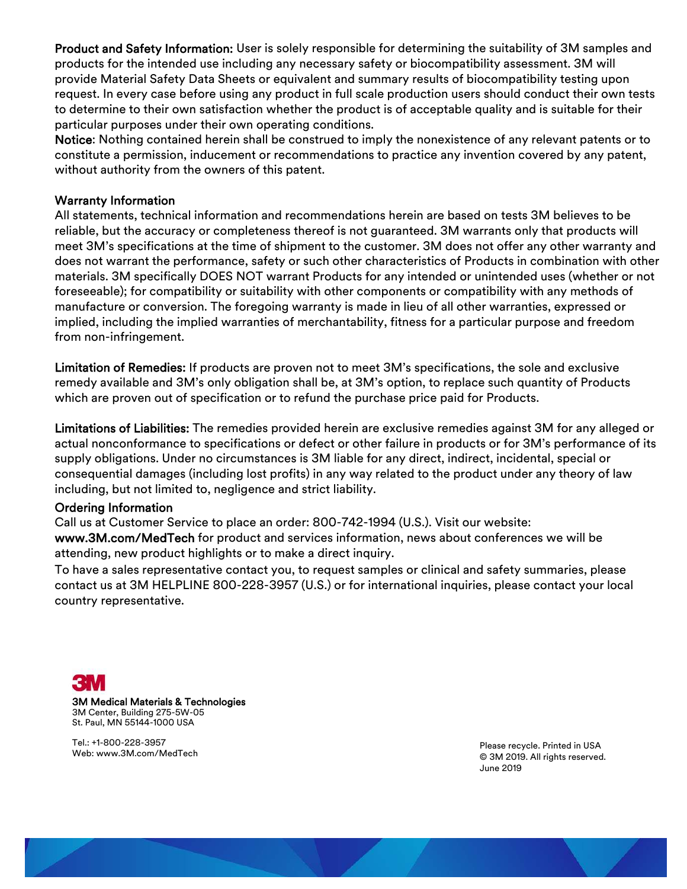**Product and Safety Information:** User is solely responsible for determining the suitability of 3M samples and products for the intended use including any necessary safety or biocompatibility assessment. 3M will provide Material Safety Data Sheets or equivalent and summary results of biocompatibility testing upon request. In every case before using any product in full scale production users should conduct their own tests to determine to their own satisfaction whether the product is of acceptable quality and is suitable for their particular purposes under their own operating conditions.

**Notice**: Nothing contained herein shall be construed to imply the nonexistence of any relevant patents or to constitute a permission, inducement or recommendations to practice any invention covered by any patent, without authority from the owners of this patent.

## Warranty Information

All statements, technical information and recommendations herein are based on tests 3M believes to be reliable, but the accuracy or completeness thereof is not guaranteed. 3M warrants only that products will meet 3M's specifications at the time of shipment to the customer. 3M does not offer any other warranty and does not warrant the performance, safety or such other characteristics of Products in combination with other materials. 3M specifically DOES NOT warrant Products for any intended or unintended uses (whether or not foreseeable); for compatibility or suitability with other components or compatibility with any methods of manufacture or conversion. The foregoing warranty is made in lieu of all other warranties, expressed or implied, including the implied warranties of merchantability, fitness for a particular purpose and freedom from non-infringement.

**Limitation of Remedies:** If products are proven not to meet 3M's specifications, the sole and exclusive remedy available and 3M's only obligation shall be, at 3M's option, to replace such quantity of Products which are proven out of specification or to refund the purchase price paid for Products.

**Limitations of Liabilities:** The remedies provided herein are exclusive remedies against 3M for any alleged or actual nonconformance to specifications or defect or other failure in products or for 3M's performance of its supply obligations. Under no circumstances is 3M liable for any direct, indirect, incidental, special or consequential damages (including lost profits) in any way related to the product under any theory of law including, but not limited to, negligence and strict liability.

## Ordering Information

Call us at Customer Service to place an order: 800-742-1994 (U.S.). Visit our website: **www.3M.com/MedTech** for product and services information, news about conferences we will be attending, new product highlights or to make a direct inquiry.

To have a sales representative contact you, to request samples or clinical and safety summaries, please contact us at 3M HELPLINE 800-228-3957 (U.S.) or for international inquiries, please contact your local country representative.

3M

**3M Medical Materials & Technologies**
3M Center, Building 275-5W-05
St. Paul, MN 55144-1000 USA

Tel.: +1-800-228-3957
Web: www.3M.com/MedTech

Please recycle. Printed in USA
© 3M 2019. All rights reserved.
June 2019